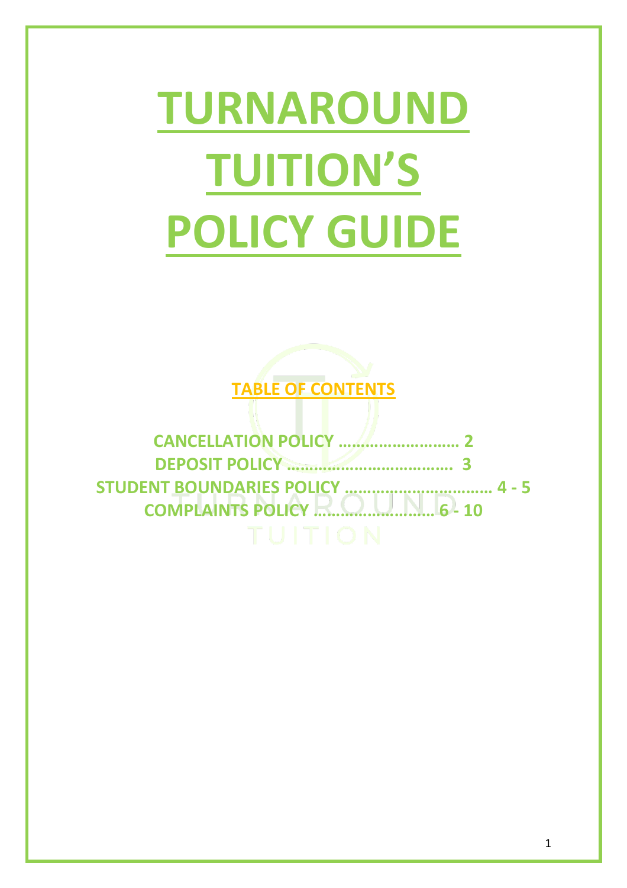# TURNAROUND TUITION'S POLICY GUIDE

## TABLE OF CONTENTS

**CANCELLATION POLICY ……………………… 2**

**DEPOSIT POLICY ………………………………. 3**

**STUDENT BOUNDARIES POLICY …………………………… 4 - 5**

**COMPLAINTS POLICY …………………….. 6 - 10**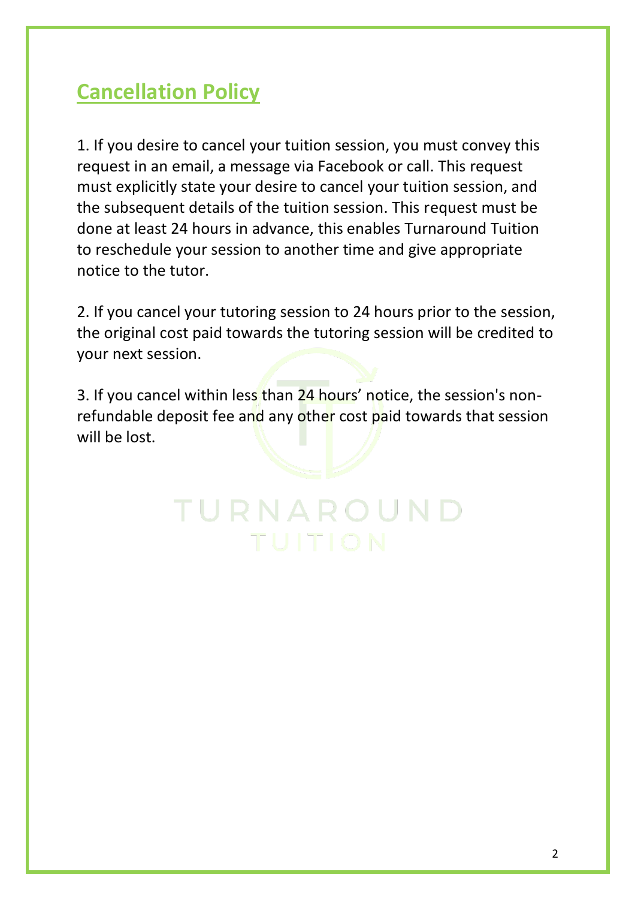## Cancellation Policy

1. If you desire to cancel your tuition session, you must convey this request in an email, a message via Facebook or call. This request must explicitly state your desire to cancel your tuition session, and the subsequent details of the tuition session. This request must be done at least 24 hours in advance, this enables Turnaround Tuition to reschedule your session to another time and give appropriate notice to the tutor.

2. If you cancel your tutoring session to 24 hours prior to the session, the original cost paid towards the tutoring session will be credited to your next session.

3. If you cancel within less than 24 hours' notice, the session's non-refundable deposit fee and any other cost paid towards that session will be lost.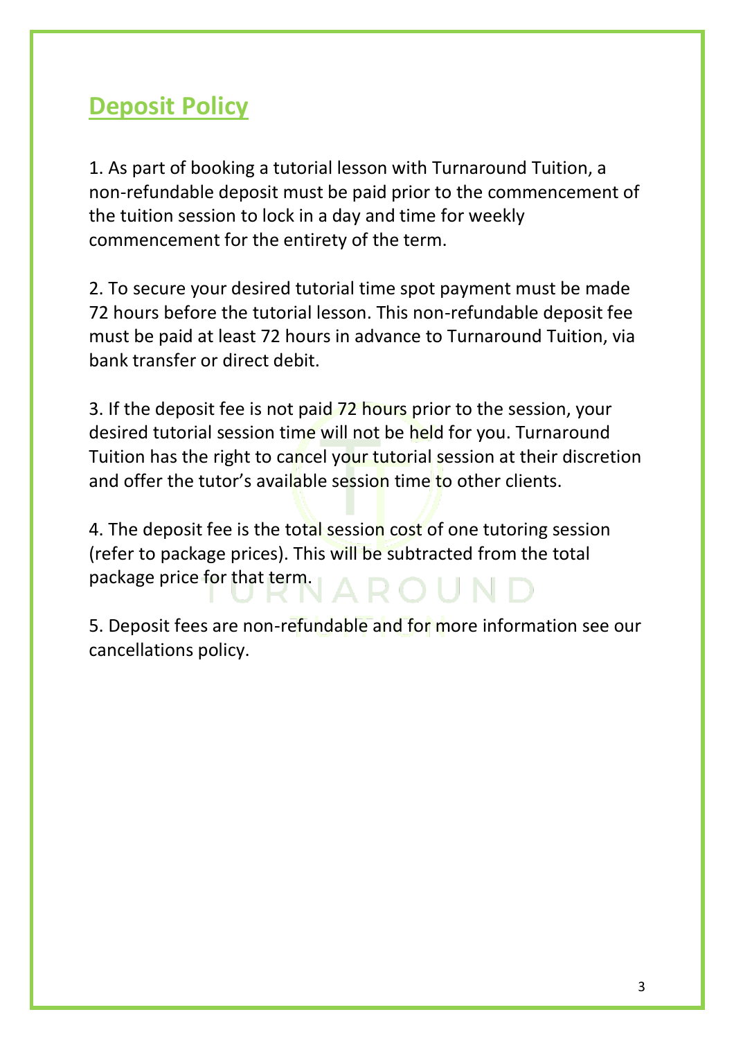## Deposit Policy

1. As part of booking a tutorial lesson with Turnaround Tuition, a non-refundable deposit must be paid prior to the commencement of the tuition session to lock in a day and time for weekly commencement for the entirety of the term.

2. To secure your desired tutorial time spot payment must be made 72 hours before the tutorial lesson. This non-refundable deposit fee must be paid at least 72 hours in advance to Turnaround Tuition, via bank transfer or direct debit.

3. If the deposit fee is not paid 72 hours prior to the session, your desired tutorial session time will not be held for you. Turnaround Tuition has the right to cancel your tutorial session at their discretion and offer the tutor's available session time to other clients.

4. The deposit fee is the total session cost of one tutoring session (refer to package prices). This will be subtracted from the total package price for that term.

5. Deposit fees are non-refundable and for more information see our cancellations policy.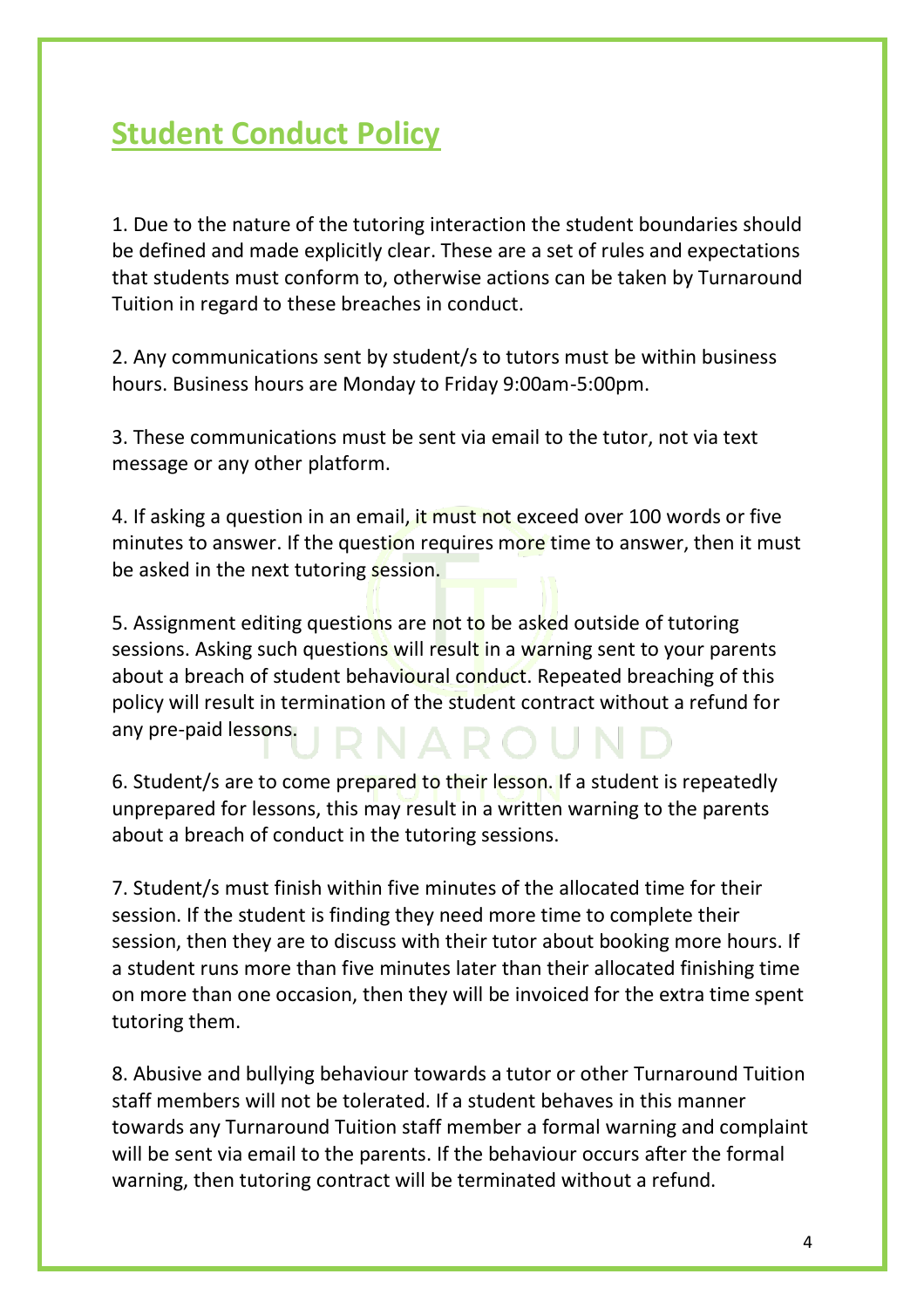## Student Conduct Policy

1. Due to the nature of the tutoring interaction the student boundaries should be defined and made explicitly clear. These are a set of rules and expectations that students must conform to, otherwise actions can be taken by Turnaround Tuition in regard to these breaches in conduct.

2. Any communications sent by student/s to tutors must be within business hours. Business hours are Monday to Friday 9:00am-5:00pm.

3. These communications must be sent via email to the tutor, not via text message or any other platform.

4. If asking a question in an email, it must not exceed over 100 words or five minutes to answer. If the question requires more time to answer, then it must be asked in the next tutoring session.

5. Assignment editing questions are not to be asked outside of tutoring sessions. Asking such questions will result in a warning sent to your parents about a breach of student behavioural conduct. Repeated breaching of this policy will result in termination of the student contract without a refund for any pre-paid lessons.

6. Student/s are to come prepared to their lesson. If a student is repeatedly unprepared for lessons, this may result in a written warning to the parents about a breach of conduct in the tutoring sessions.

7. Student/s must finish within five minutes of the allocated time for their session. If the student is finding they need more time to complete their session, then they are to discuss with their tutor about booking more hours. If a student runs more than five minutes later than their allocated finishing time on more than one occasion, then they will be invoiced for the extra time spent tutoring them.

8. Abusive and bullying behaviour towards a tutor or other Turnaround Tuition staff members will not be tolerated. If a student behaves in this manner towards any Turnaround Tuition staff member a formal warning and complaint will be sent via email to the parents. If the behaviour occurs after the formal warning, then tutoring contract will be terminated without a refund.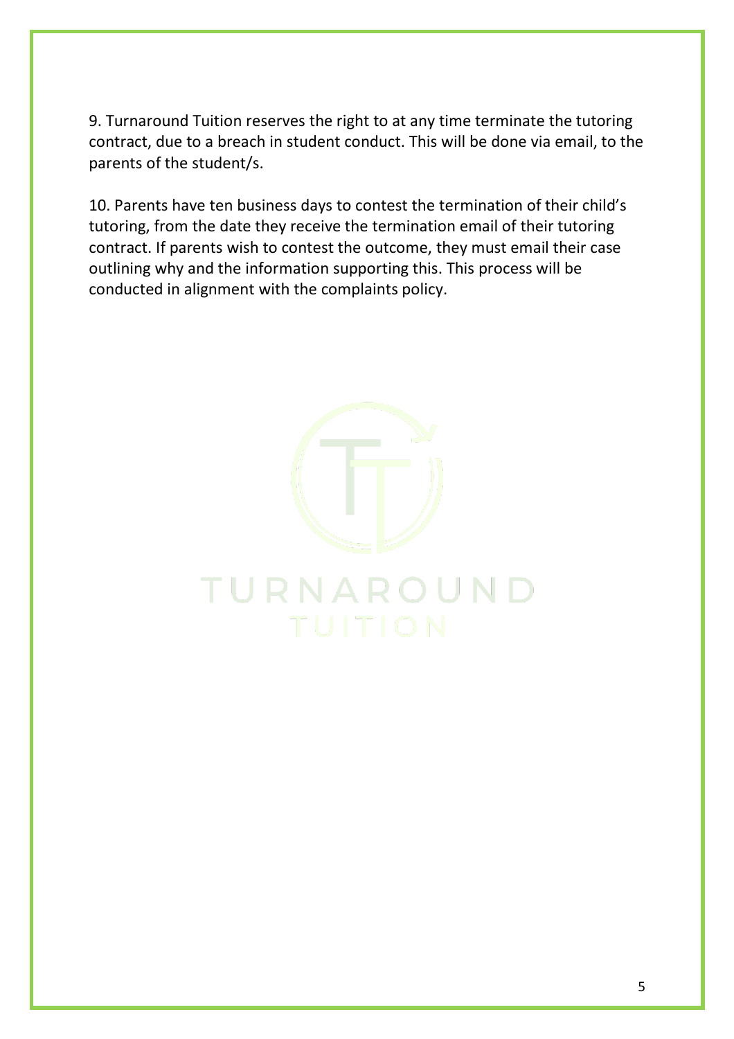9. Turnaround Tuition reserves the right to at any time terminate the tutoring contract, due to a breach in student conduct. This will be done via email, to the parents of the student/s.

10. Parents have ten business days to contest the termination of their child's tutoring, from the date they receive the termination email of their tutoring contract. If parents wish to contest the outcome, they must email their case outlining why and the information supporting this. This process will be conducted in alignment with the complaints policy.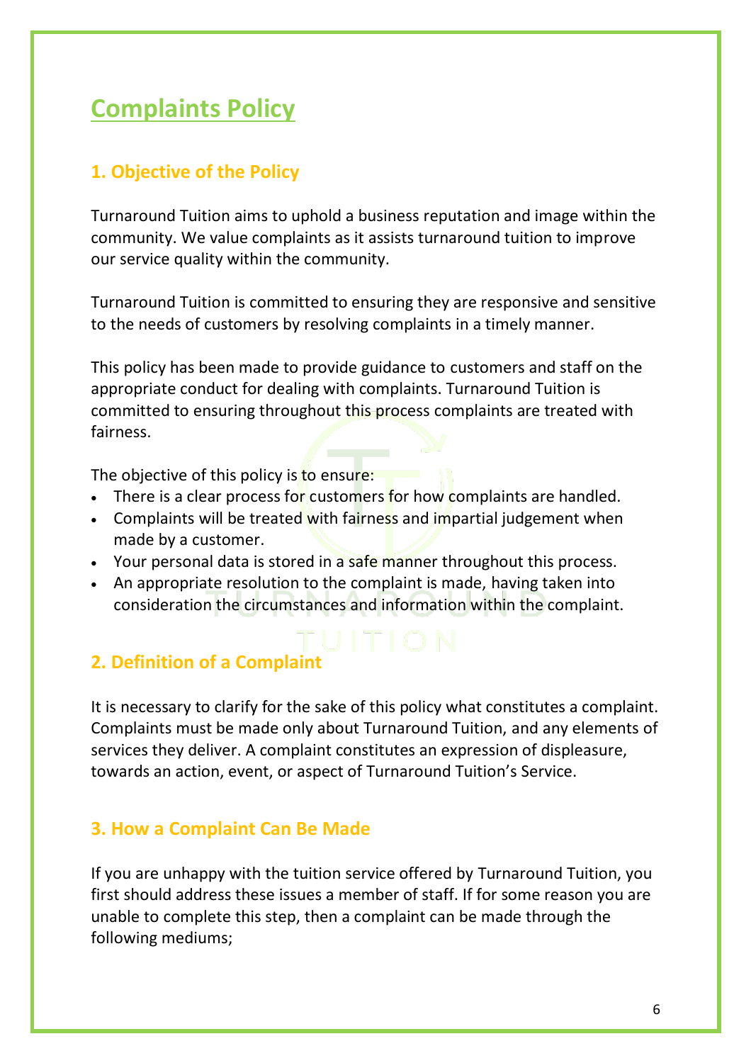# Complaints Policy

## 1. Objective of the Policy

Turnaround Tuition aims to uphold a business reputation and image within the community. We value complaints as it assists turnaround tuition to improve our service quality within the community.

Turnaround Tuition is committed to ensuring they are responsive and sensitive to the needs of customers by resolving complaints in a timely manner.

This policy has been made to provide guidance to customers and staff on the appropriate conduct for dealing with complaints. Turnaround Tuition is committed to ensuring throughout this process complaints are treated with fairness.

The objective of this policy is to ensure:

- There is a clear process for customers for how complaints are handled.
- Complaints will be treated with fairness and impartial judgement when made by a customer.
- Your personal data is stored in a safe manner throughout this process.
- An appropriate resolution to the complaint is made, having taken into consideration the circumstances and information within the complaint.

## 2. Definition of a Complaint

It is necessary to clarify for the sake of this policy what constitutes a complaint. Complaints must be made only about Turnaround Tuition, and any elements of services they deliver. A complaint constitutes an expression of displeasure, towards an action, event, or aspect of Turnaround Tuition's Service.

## 3. How a Complaint Can Be Made

If you are unhappy with the tuition service offered by Turnaround Tuition, you first should address these issues a member of staff. If for some reason you are unable to complete this step, then a complaint can be made through the following mediums;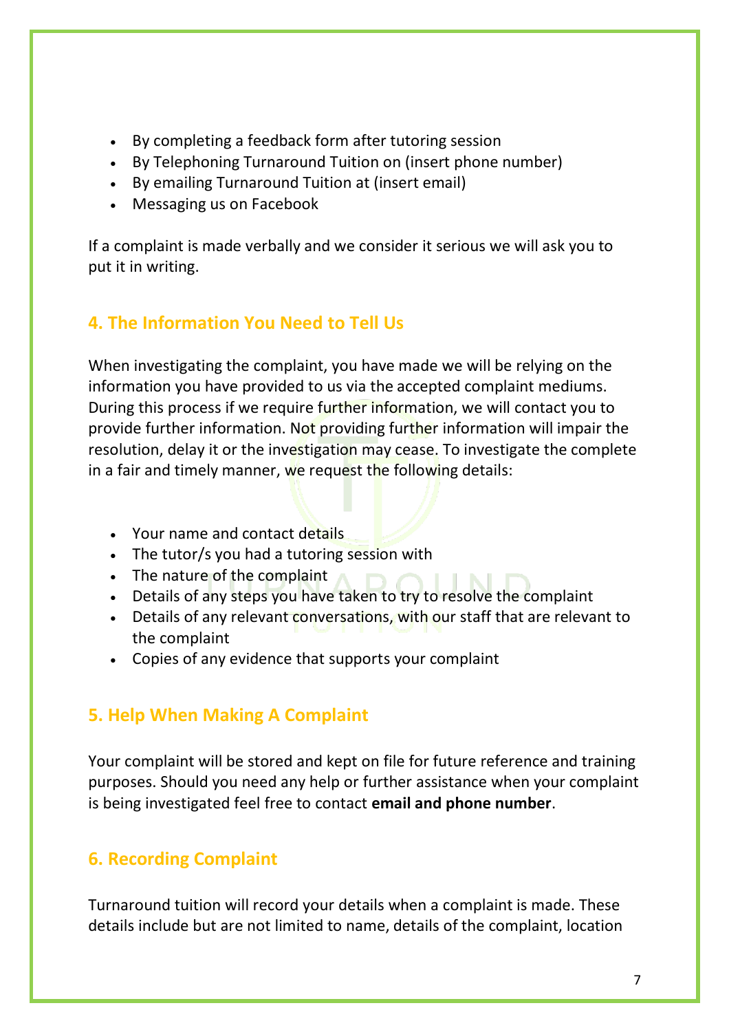- By completing a feedback form after tutoring session
- By Telephoning Turnaround Tuition on (insert phone number)
- By emailing Turnaround Tuition at (insert email)
- Messaging us on Facebook

If a complaint is made verbally and we consider it serious we will ask you to put it in writing.

## 4. The Information You Need to Tell Us

When investigating the complaint, you have made we will be relying on the information you have provided to us via the accepted complaint mediums. During this process if we require further information, we will contact you to provide further information. Not providing further information will impair the resolution, delay it or the investigation may cease. To investigate the complete in a fair and timely manner, we request the following details:

- Your name and contact details
- The tutor/s you had a tutoring session with
- The nature of the complaint
- Details of any steps you have taken to try to resolve the complaint
- Details of any relevant conversations, with our staff that are relevant to the complaint
- Copies of any evidence that supports your complaint

## 5. Help When Making A Complaint

Your complaint will be stored and kept on file for future reference and training purposes. Should you need any help or further assistance when your complaint is being investigated feel free to contact **email and phone number**.

## 6. Recording Complaint

Turnaround tuition will record your details when a complaint is made. These details include but are not limited to name, details of the complaint, location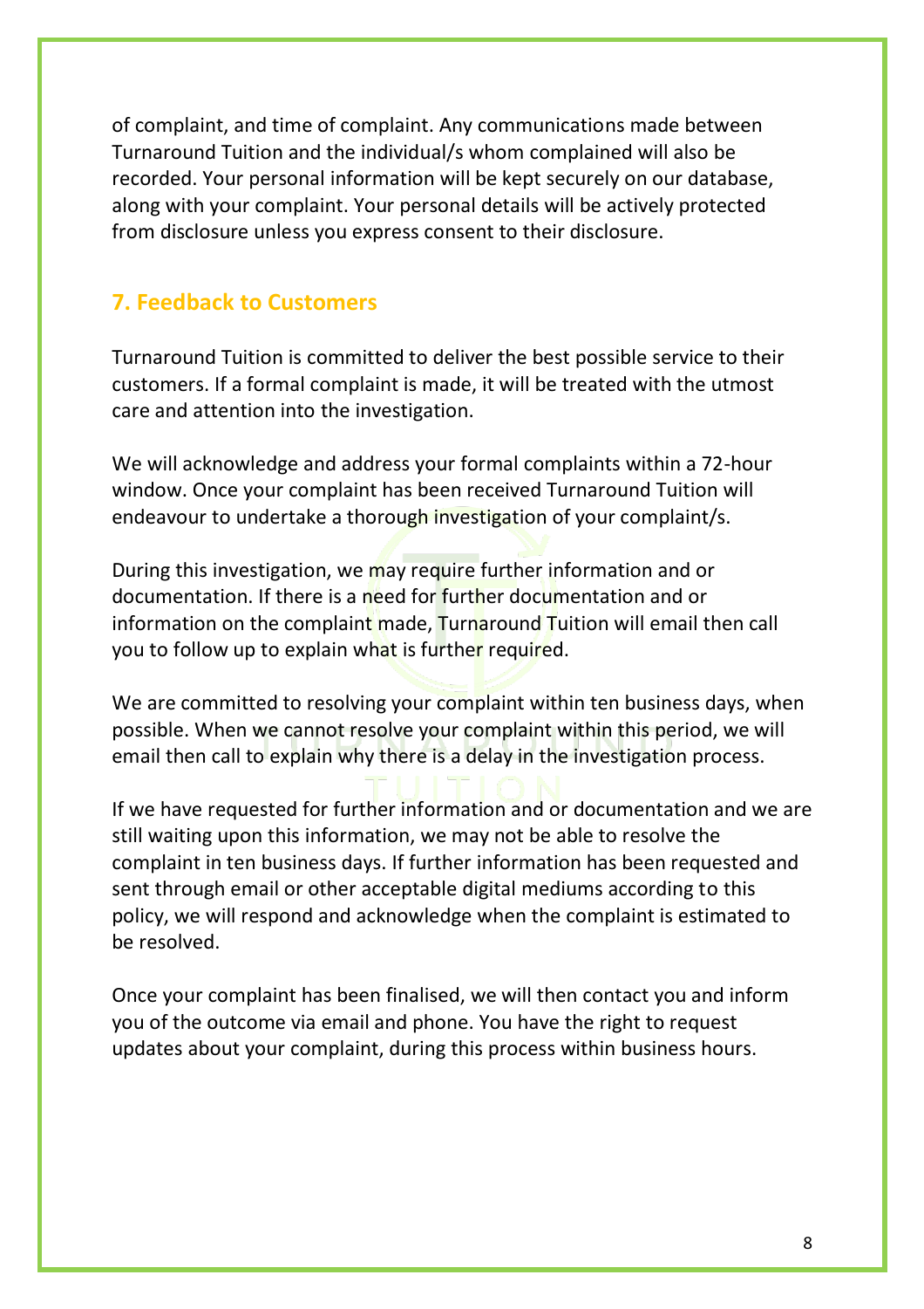of complaint, and time of complaint. Any communications made between Turnaround Tuition and the individual/s whom complained will also be recorded. Your personal information will be kept securely on our database, along with your complaint. Your personal details will be actively protected from disclosure unless you express consent to their disclosure.

## 7. Feedback to Customers

Turnaround Tuition is committed to deliver the best possible service to their customers. If a formal complaint is made, it will be treated with the utmost care and attention into the investigation.

We will acknowledge and address your formal complaints within a 72-hour window. Once your complaint has been received Turnaround Tuition will endeavour to undertake a thorough investigation of your complaint/s.

During this investigation, we may require further information and or documentation. If there is a need for further documentation and or information on the complaint made, Turnaround Tuition will email then call you to follow up to explain what is further required.

We are committed to resolving your complaint within ten business days, when possible. When we cannot resolve your complaint within this period, we will email then call to explain why there is a delay in the investigation process.

If we have requested for further information and or documentation and we are still waiting upon this information, we may not be able to resolve the complaint in ten business days. If further information has been requested and sent through email or other acceptable digital mediums according to this policy, we will respond and acknowledge when the complaint is estimated to be resolved.

Once your complaint has been finalised, we will then contact you and inform you of the outcome via email and phone. You have the right to request updates about your complaint, during this process within business hours.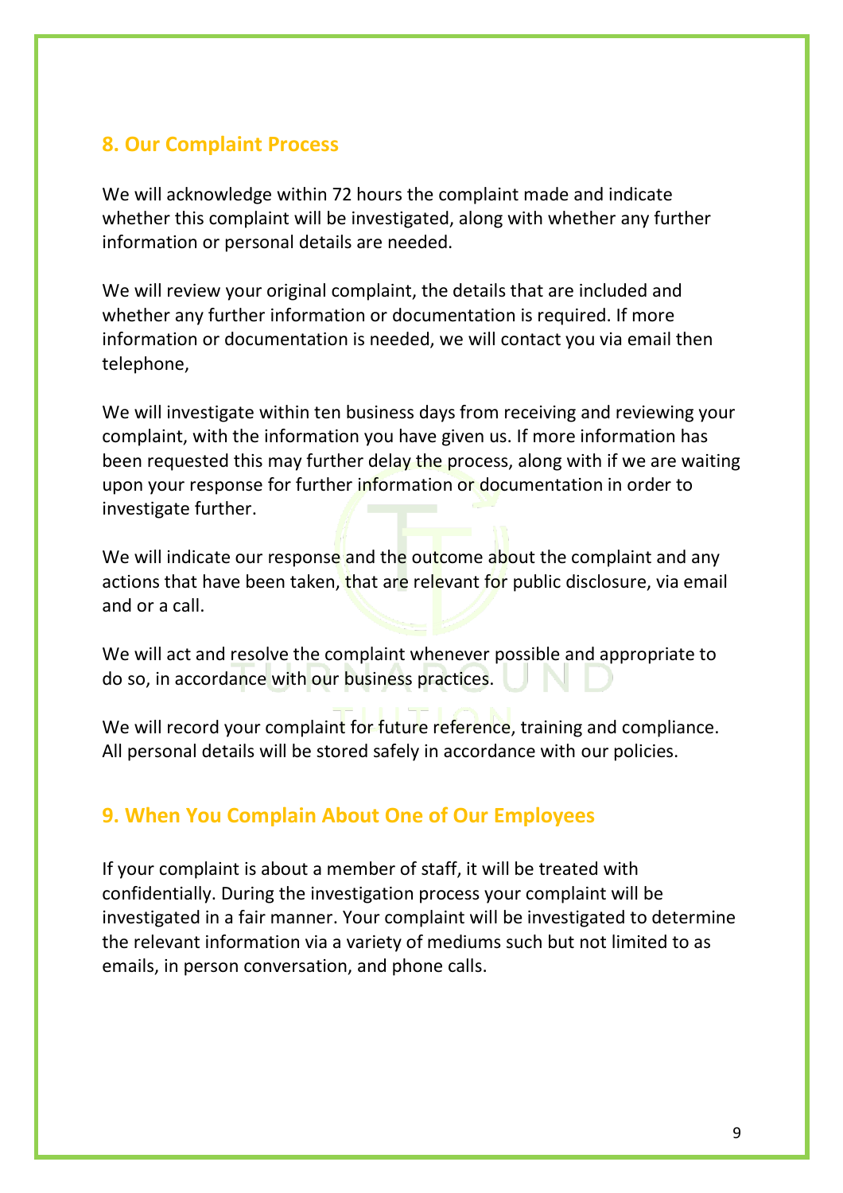## 8. Our Complaint Process

We will acknowledge within 72 hours the complaint made and indicate whether this complaint will be investigated, along with whether any further information or personal details are needed.

We will review your original complaint, the details that are included and whether any further information or documentation is required. If more information or documentation is needed, we will contact you via email then telephone,

We will investigate within ten business days from receiving and reviewing your complaint, with the information you have given us. If more information has been requested this may further delay the process, along with if we are waiting upon your response for further information or documentation in order to investigate further.

We will indicate our response and the outcome about the complaint and any actions that have been taken, that are relevant for public disclosure, via email and or a call.

We will act and resolve the complaint whenever possible and appropriate to do so, in accordance with our business practices.

We will record your complaint for future reference, training and compliance. All personal details will be stored safely in accordance with our policies.

## 9. When You Complain About One of Our Employees

If your complaint is about a member of staff, it will be treated with confidentially. During the investigation process your complaint will be investigated in a fair manner. Your complaint will be investigated to determine the relevant information via a variety of mediums such but not limited to as emails, in person conversation, and phone calls.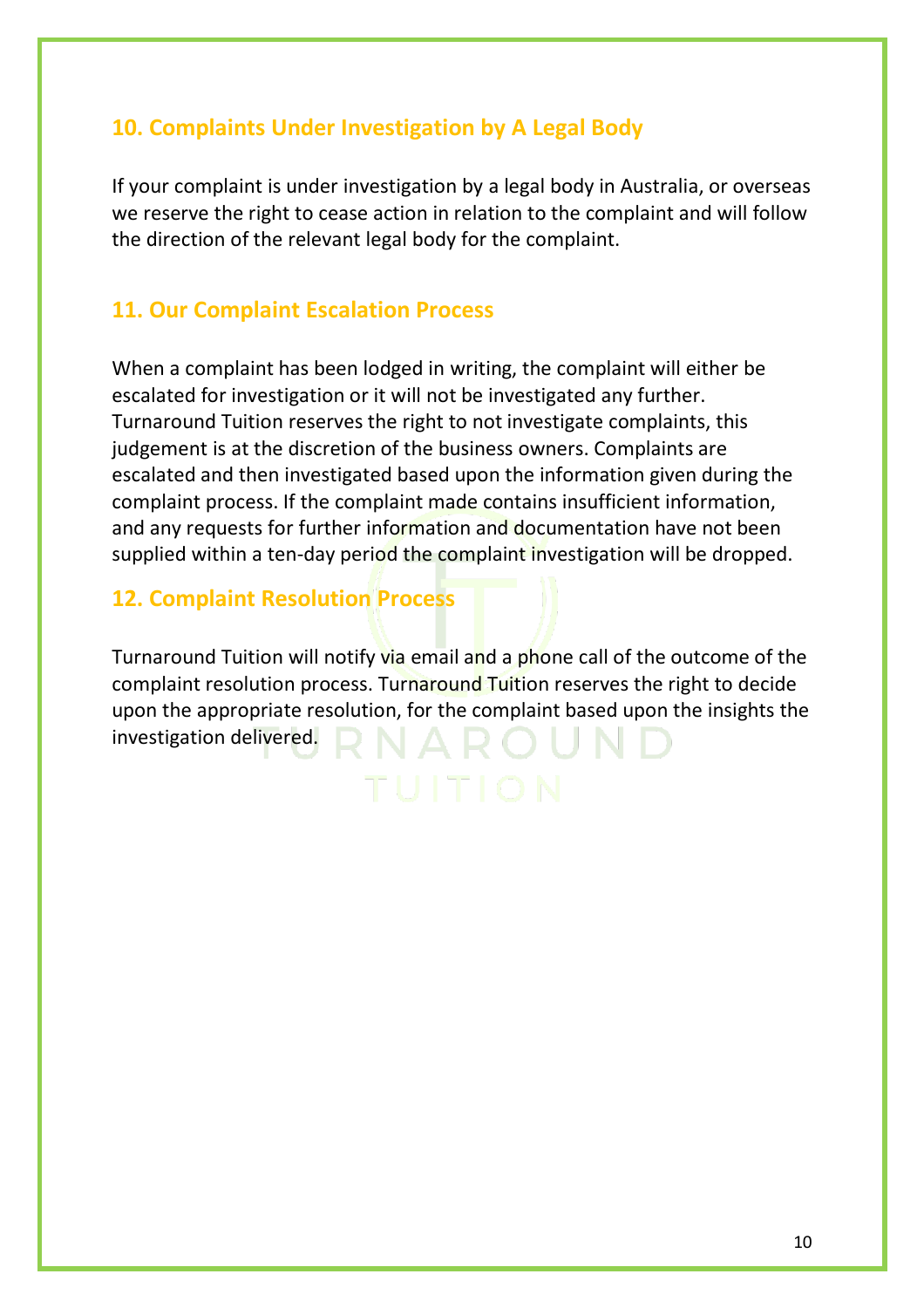## 10. Complaints Under Investigation by A Legal Body

If your complaint is under investigation by a legal body in Australia, or overseas we reserve the right to cease action in relation to the complaint and will follow the direction of the relevant legal body for the complaint.

## 11. Our Complaint Escalation Process

When a complaint has been lodged in writing, the complaint will either be escalated for investigation or it will not be investigated any further. Turnaround Tuition reserves the right to not investigate complaints, this judgement is at the discretion of the business owners. Complaints are escalated and then investigated based upon the information given during the complaint process. If the complaint made contains insufficient information, and any requests for further information and documentation have not been supplied within a ten-day period the complaint investigation will be dropped.

## 12. Complaint Resolution Process

Turnaround Tuition will notify via email and a phone call of the outcome of the complaint resolution process. Turnaround Tuition reserves the right to decide upon the appropriate resolution, for the complaint based upon the insights the investigation delivered.